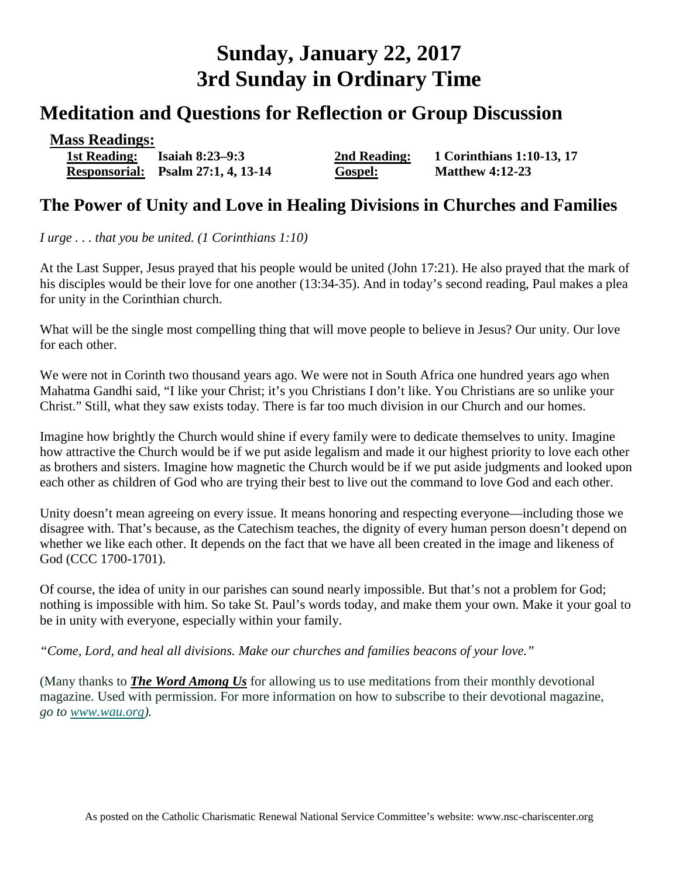# Sunday, January 22, 2017
# 3rd Sunday in Ordinary Time

## Meditation and Questions for Reflection or Group Discussion

**Mass Readings:**

| | | | |
|---|---|---|---|
| **1st Reading:** | **Isaiah 8:23–9:3** | **2nd Reading:** | **1 Corinthians 1:10-13, 17** |
| **Responsorial:** | **Psalm 27:1, 4, 13-14** | **Gospel:** | **Matthew 4:12-23** |

## The Power of Unity and Love in Healing Divisions in Churches and Families

*I urge . . . that you be united. (1 Corinthians 1:10)*

At the Last Supper, Jesus prayed that his people would be united (John 17:21). He also prayed that the mark of his disciples would be their love for one another (13:34-35). And in today's second reading, Paul makes a plea for unity in the Corinthian church.

What will be the single most compelling thing that will move people to believe in Jesus? Our unity. Our love for each other.

We were not in Corinth two thousand years ago. We were not in South Africa one hundred years ago when Mahatma Gandhi said, "I like your Christ; it's you Christians I don't like. You Christians are so unlike your Christ." Still, what they saw exists today. There is far too much division in our Church and our homes.

Imagine how brightly the Church would shine if every family were to dedicate themselves to unity. Imagine how attractive the Church would be if we put aside legalism and made it our highest priority to love each other as brothers and sisters. Imagine how magnetic the Church would be if we put aside judgments and looked upon each other as children of God who are trying their best to live out the command to love God and each other.

Unity doesn't mean agreeing on every issue. It means honoring and respecting everyone—including those we disagree with. That's because, as the Catechism teaches, the dignity of every human person doesn't depend on whether we like each other. It depends on the fact that we have all been created in the image and likeness of God (CCC 1700-1701).

Of course, the idea of unity in our parishes can sound nearly impossible. But that's not a problem for God; nothing is impossible with him. So take St. Paul's words today, and make them your own. Make it your goal to be in unity with everyone, especially within your family.

*"Come, Lord, and heal all divisions. Make our churches and families beacons of your love."*

(Many thanks to ***The Word Among Us*** for allowing us to use meditations from their monthly devotional magazine. Used with permission. For more information on how to subscribe to their devotional magazine, *go to www.wau.org).*

As posted on the Catholic Charismatic Renewal National Service Committee's website: www.nsc-chariscenter.org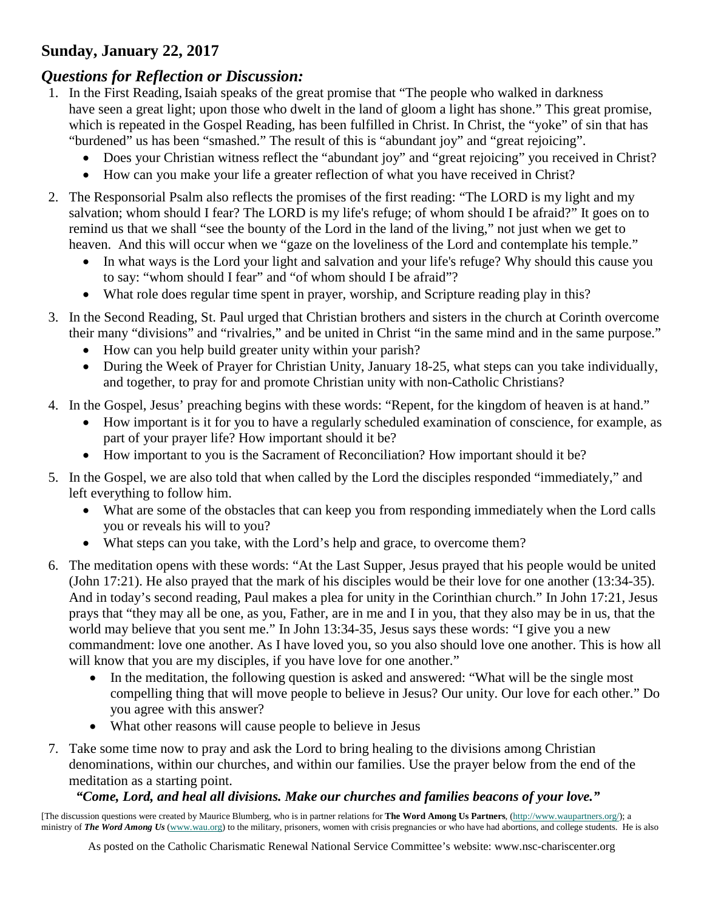## Sunday, January 22, 2017

### *Questions for Reflection or Discussion:*

1. In the First Reading, Isaiah speaks of the great promise that "The people who walked in darkness have seen a great light; upon those who dwelt in the land of gloom a light has shone." This great promise, which is repeated in the Gospel Reading, has been fulfilled in Christ. In Christ, the "yoke" of sin that has "burdened" us has been "smashed." The result of this is "abundant joy" and "great rejoicing".
   - Does your Christian witness reflect the "abundant joy" and "great rejoicing" you received in Christ?
   - How can you make your life a greater reflection of what you have received in Christ?

2. The Responsorial Psalm also reflects the promises of the first reading: "The LORD is my light and my salvation; whom should I fear? The LORD is my life's refuge; of whom should I be afraid?" It goes on to remind us that we shall "see the bounty of the Lord in the land of the living," not just when we get to heaven. And this will occur when we "gaze on the loveliness of the Lord and contemplate his temple."
   - In what ways is the Lord your light and salvation and your life's refuge? Why should this cause you to say: "whom should I fear" and "of whom should I be afraid"?
   - What role does regular time spent in prayer, worship, and Scripture reading play in this?

3. In the Second Reading, St. Paul urged that Christian brothers and sisters in the church at Corinth overcome their many "divisions" and "rivalries," and be united in Christ "in the same mind and in the same purpose."
   - How can you help build greater unity within your parish?
   - During the Week of Prayer for Christian Unity, January 18-25, what steps can you take individually, and together, to pray for and promote Christian unity with non-Catholic Christians?

4. In the Gospel, Jesus' preaching begins with these words: "Repent, for the kingdom of heaven is at hand."
   - How important is it for you to have a regularly scheduled examination of conscience, for example, as part of your prayer life? How important should it be?
   - How important to you is the Sacrament of Reconciliation? How important should it be?

5. In the Gospel, we are also told that when called by the Lord the disciples responded "immediately," and left everything to follow him.
   - What are some of the obstacles that can keep you from responding immediately when the Lord calls you or reveals his will to you?
   - What steps can you take, with the Lord's help and grace, to overcome them?

6. The meditation opens with these words: "At the Last Supper, Jesus prayed that his people would be united (John 17:21). He also prayed that the mark of his disciples would be their love for one another (13:34-35). And in today's second reading, Paul makes a plea for unity in the Corinthian church." In John 17:21, Jesus prays that "they may all be one, as you, Father, are in me and I in you, that they also may be in us, that the world may believe that you sent me." In John 13:34-35, Jesus says these words: "I give you a new commandment: love one another. As I have loved you, so you also should love one another. This is how all will know that you are my disciples, if you have love for one another."
   - In the meditation, the following question is asked and answered: "What will be the single most compelling thing that will move people to believe in Jesus? Our unity. Our love for each other." Do you agree with this answer?
   - What other reasons will cause people to believe in Jesus

7. Take some time now to pray and ask the Lord to bring healing to the divisions among Christian denominations, within our churches, and within our families. Use the prayer below from the end of the meditation as a starting point.

   ***"Come, Lord, and heal all divisions. Make our churches and families beacons of your love."***

[The discussion questions were created by Maurice Blumberg, who is in partner relations for **The Word Among Us Partners**, (http://www.waupartners.org/); a ministry of ***The Word Among Us*** (www.wau.org) to the military, prisoners, women with crisis pregnancies or who have had abortions, and college students. He is also

As posted on the Catholic Charismatic Renewal National Service Committee's website: www.nsc-chariscenter.org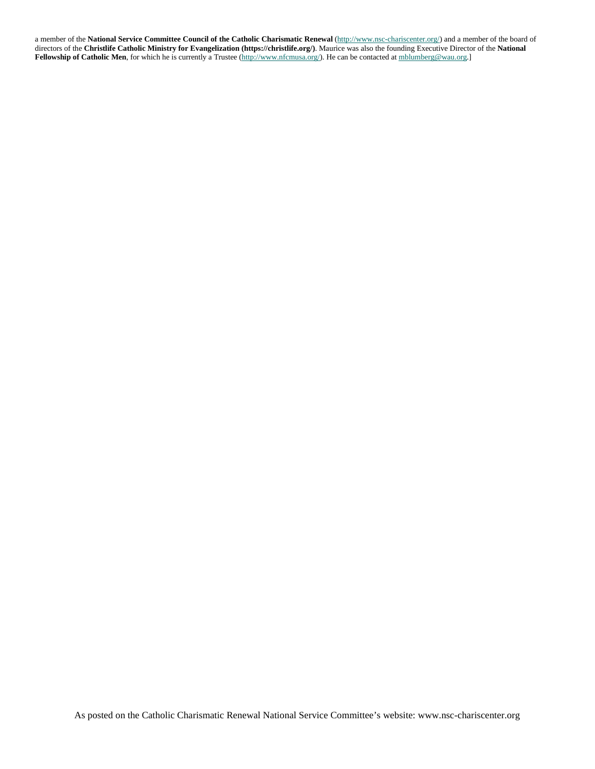a member of the **National Service Committee Council of the Catholic Charismatic Renewal** (http://www.nsc-chariscenter.org/) and a member of the board of directors of the **Christlife Catholic Ministry for Evangelization (https://christlife.org/)**. Maurice was also the founding Executive Director of the **National Fellowship of Catholic Men**, for which he is currently a Trustee (http://www.nfcmusa.org/). He can be contacted at mblumberg@wau.org.]